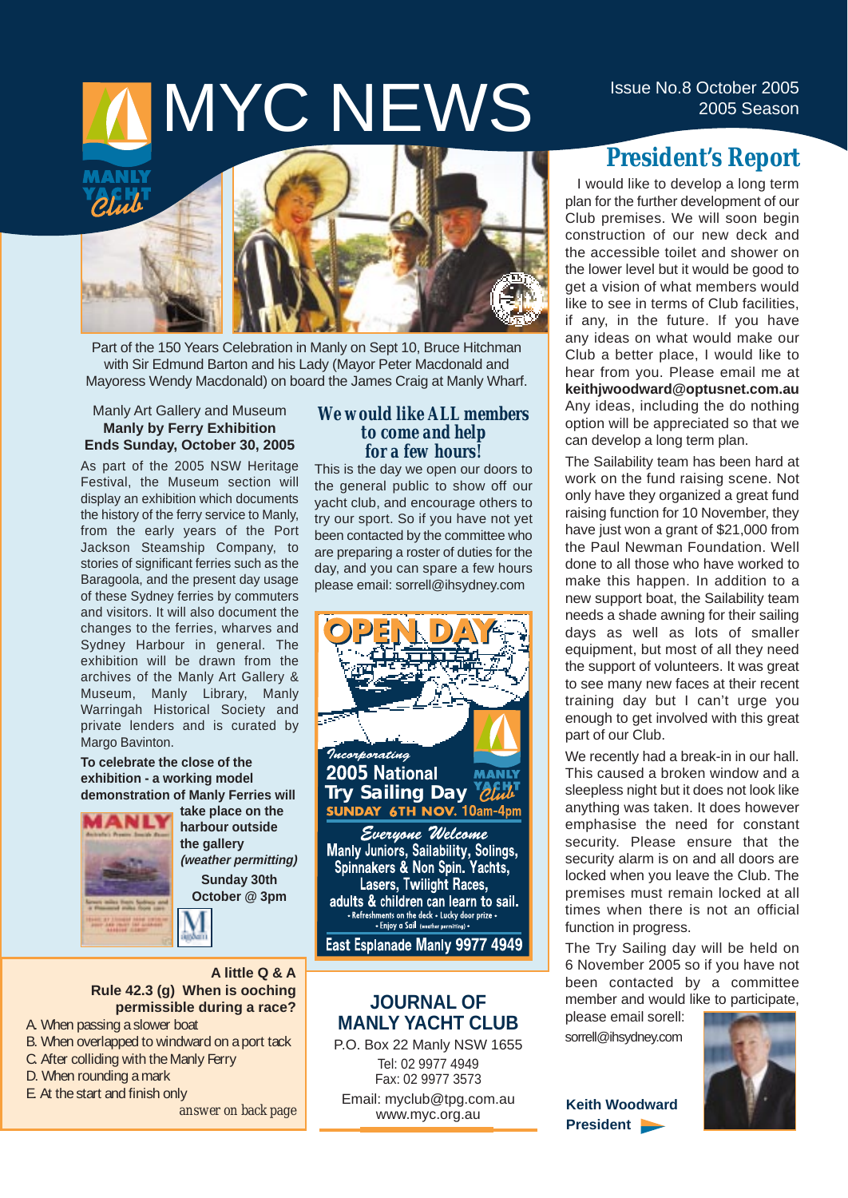# MYC NEWS

Issue No.8 October 2005
2005 Season

Part of the 150 Years Celebration in Manly on Sept 10, Bruce Hitchman with Sir Edmund Barton and his Lady (Mayor Peter Macdonald and Mayoress Wendy Macdonald) on board the James Craig at Manly Wharf.

## President's Report

I would like to develop a long term plan for the further development of our Club premises. We will soon begin construction of our new deck and the accessible toilet and shower on the lower level but it would be good to get a vision of what members would like to see in terms of Club facilities, if any, in the future. If you have any ideas on what would make our Club a better place, I would like to hear from you. Please email me at **keithjwoodward@optusnet.com.au** Any ideas, including the do nothing option will be appreciated so that we can develop a long term plan.

The Sailability team has been hard at work on the fund raising scene. Not only have they organized a great fund raising function for 10 November, they have just won a grant of $21,000 from the Paul Newman Foundation. Well done to all those who have worked to make this happen. In addition to a new support boat, the Sailability team needs a shade awning for their sailing days as well as lots of smaller equipment, but most of all they need the support of volunteers. It was great to see many new faces at their recent training day but I can't urge you enough to get involved with this great part of our Club.

We recently had a break-in in our hall. This caused a broken window and a sleepless night but it does not look like anything was taken. It does however emphasise the need for constant security. Please ensure that the security alarm is on and all doors are locked when you leave the Club. The premises must remain locked at all times when there is not an official function in progress.

The Try Sailing day will be held on 6 November 2005 so if you have not been contacted by a committee member and would like to participate, please email sorell: sorrell@ihsydney.com

**Keith Woodward**
**President**

Manly Art Gallery and Museum
**Manly by Ferry Exhibition**
**Ends Sunday, October 30, 2005**

As part of the 2005 NSW Heritage Festival, the Museum section will display an exhibition which documents the history of the ferry service to Manly, from the early years of the Port Jackson Steamship Company, to stories of significant ferries such as the Baragoola, and the present day usage of these Sydney ferries by commuters and visitors. It will also document the changes to the ferries, wharves and Sydney Harbour in general. The exhibition will be drawn from the archives of the Manly Art Gallery & Museum, Manly Library, Manly Warringah Historical Society and private lenders and is curated by Margo Bavinton.

**To celebrate the close of the exhibition - a working model demonstration of Manly Ferries will take place on the harbour outside the gallery** ***(weather permitting)***

**Sunday 30th October @ 3pm**

### We would like ALL members to come and help for a few hours!

This is the day we open our doors to the general public to show off our yacht club, and encourage others to try our sport. So if you have not yet been contacted by the committee who are preparing a roster of duties for the day, and you can spare a few hours please email: sorrell@ihsydney.com

**OPEN DAY**

*Incorporating*
**2005 National Try Sailing Day**
**SUNDAY 6TH NOV. 10am-4pm**

*Everyone Welcome*
Manly Juniors, Sailability, Solings, Spinnakers & Non Spin. Yachts, Lasers, Twilight Races, adults & children can learn to sail.
• Refreshments on the deck • Lucky door prize •
• Enjoy a Sail (weather permitting) •

**East Esplanade Manly 9977 4949**

### A little Q & A

**Rule 42.3 (g) When is ooching permissible during a race?**

A. When passing a slower boat
B. When overlapped to windward on a port tack
C. After colliding with the Manly Ferry
D. When rounding a mark
E. At the start and finish only

*answer on back page*

### JOURNAL OF MANLY YACHT CLUB

P.O. Box 22 Manly NSW 1655
Tel: 02 9977 4949
Fax: 02 9977 3573
Email: myclub@tpg.com.au
www.myc.org.au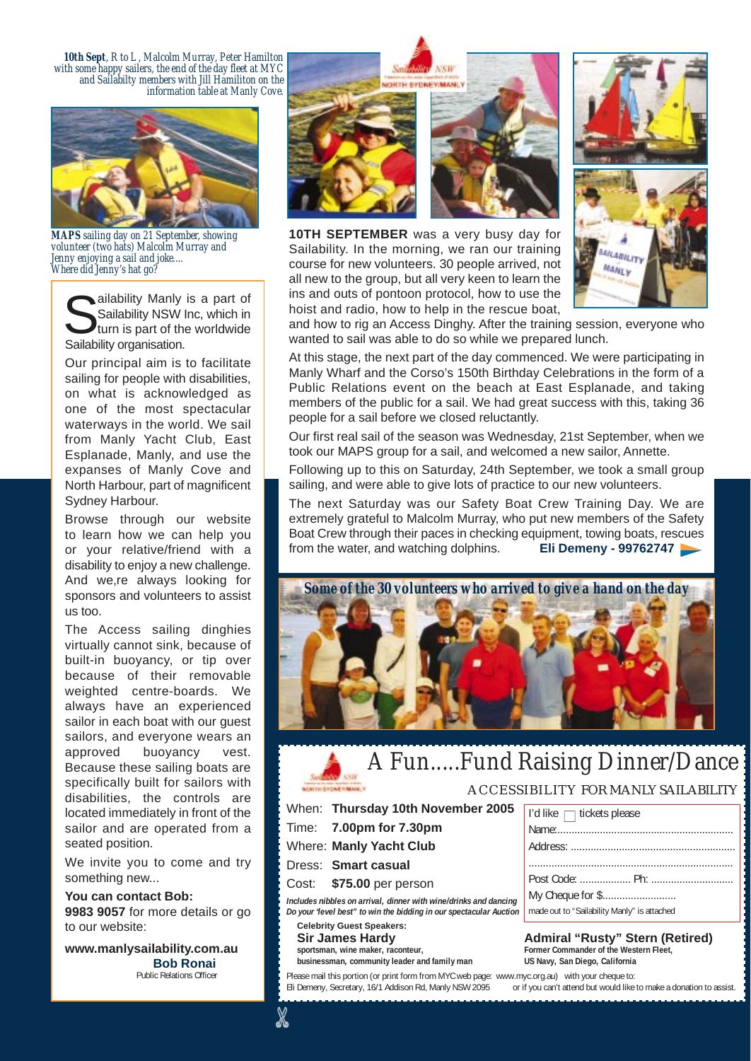*10th Sept, R to L, Malcolm Murray, Peter Hamilton with some happy sailers, the end of the day fleet at MYC and Sailabilty members with Jill Hamiliton on the information table at Manly Cove.*

*MAPS sailing day on 21 September, showing volunteer (two hats) Malcolm Murray and Jenny enjoying a sail and joke.... Where did Jenny's hat go?*

Sailability Manly is a part of Sailability NSW Inc, which in turn is part of the worldwide Sailability organisation.

Our principal aim is to facilitate sailing for people with disabilities, on what is acknowledged as one of the most spectacular waterways in the world. We sail from Manly Yacht Club, East Esplanade, Manly, and use the expanses of Manly Cove and North Harbour, part of magnificent Sydney Harbour.

Browse through our website to learn how we can help you or your relative/friend with a disability to enjoy a new challenge. And we,re always looking for sponsors and volunteers to assist us too.

The Access sailing dinghies virtually cannot sink, because of built-in buoyancy, or tip over because of their removable weighted centre-boards. We always have an experienced sailor in each boat with our guest sailors, and everyone wears an approved buoyancy vest. Because these sailing boats are specifically built for sailors with disabilities, the controls are located immediately in front of the sailor and are operated from a seated position.

We invite you to come and try something new...

**You can contact Bob:**
**9983 9057** for more details or go to our website:

**www.manlysailability.com.au**
**Bob Ronai**
Public Relations Officer

**10TH SEPTEMBER** was a very busy day for Sailability. In the morning, we ran our training course for new volunteers. 30 people arrived, not all new to the group, but all very keen to learn the ins and outs of pontoon protocol, how to use the hoist and radio, how to help in the rescue boat, and how to rig an Access Dinghy. After the training session, everyone who wanted to sail was able to do so while we prepared lunch.

At this stage, the next part of the day commenced. We were participating in Manly Wharf and the Corso's 150th Birthday Celebrations in the form of a Public Relations event on the beach at East Esplanade, and taking members of the public for a sail. We had great success with this, taking 36 people for a sail before we closed reluctantly.

Our first real sail of the season was Wednesday, 21st September, when we took our MAPS group for a sail, and welcomed a new sailor, Annette.

Following up to this on Saturday, 24th September, we took a small group sailing, and were able to give lots of practice to our new volunteers.

The next Saturday was our Safety Boat Crew Training Day. We are extremely grateful to Malcolm Murray, who put new members of the Safety Boat Crew through their paces in checking equipment, towing boats, rescues from the water, and watching dolphins. **Eli Demeny - 99762747**

***Some of the 30 volunteers who arrived to give a hand on the day***

# A Fun.....Fund Raising Dinner/Dance

ACCESSIBILITY FOR MANLY SAILABILITY

When: **Thursday 10th November 2005**
Time: **7.00pm for 7.30pm**
Where: **Manly Yacht Club**
Dress: **Smart casual**
Cost: **$75.00** per person

***Includes nibbles on arrival, dinner with wine/drinks and dancing***
***Do your 'level best" to win the bidding in our spectacular Auction***

I'd like ☐ tickets please
Name:............................................................
Address: ........................................................
.....................................................................
Post Code: .................. Ph: ...........................
My Cheque for $..........................
made out to "Sailability Manly" is attached

**Celebrity Guest Speakers:**
**Sir James Hardy**
**sportsman, wine maker, raconteur, businessman, community leader and family man**

**Admiral "Rusty" Stern (Retired)**
**Former Commander of the Western Fleet, US Navy, San Diego, California**

Please mail this portion (or print form from MYC web page: www.myc.org.au) with your cheque to:
Eli Demeny, Secretary, 16/1 Addison Rd, Manly NSW 2095 or if you can't attend but would like to make a donation to assist.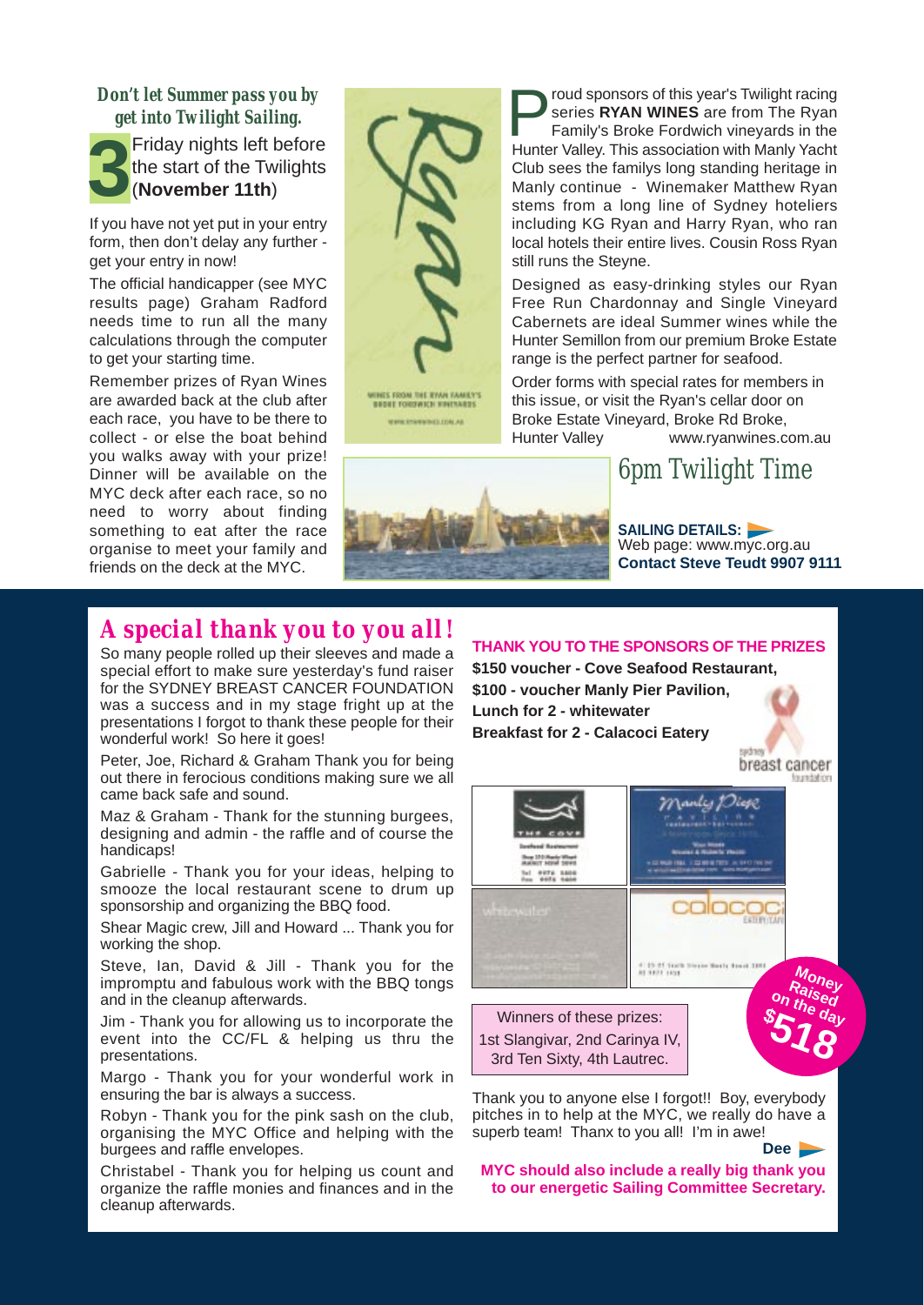## Don't let Summer pass you by get into Twilight Sailing.

**3** Friday nights left before the start of the Twilights (**November 11th**)

If you have not yet put in your entry form, then don't delay any further - get your entry in now!

The official handicapper (see MYC results page) Graham Radford needs time to run all the many calculations through the computer to get your starting time.

Remember prizes of Ryan Wines are awarded back at the club after each race, you have to be there to collect - or else the boat behind you walks away with your prize! Dinner will be available on the MYC deck after each race, so no need to worry about finding something to eat after the race organise to meet your family and friends on the deck at the MYC.

Proud sponsors of this year's Twilight racing series **RYAN WINES** are from The Ryan Family's Broke Fordwich vineyards in the Hunter Valley. This association with Manly Yacht Club sees the familys long standing heritage in Manly continue - Winemaker Matthew Ryan stems from a long line of Sydney hoteliers including KG Ryan and Harry Ryan, who ran local hotels their entire lives. Cousin Ross Ryan still runs the Steyne.

Designed as easy-drinking styles our Ryan Free Run Chardonnay and Single Vineyard Cabernets are ideal Summer wines while the Hunter Semillon from our premium Broke Estate range is the perfect partner for seafood.

Order forms with special rates for members in this issue, or visit the Ryan's cellar door on Broke Estate Vineyard, Broke Rd Broke, Hunter Valley www.ryanwines.com.au

## 6pm Twilight Time

**SAILING DETAILS:**
Web page: www.myc.org.au
**Contact Steve Teudt 9907 9111**

## A special thank you to you all!

So many people rolled up their sleeves and made a special effort to make sure yesterday's fund raiser for the SYDNEY BREAST CANCER FOUNDATION was a success and in my stage fright up at the presentations I forgot to thank these people for their wonderful work! So here it goes!

Peter, Joe, Richard & Graham Thank you for being out there in ferocious conditions making sure we all came back safe and sound.

Maz & Graham - Thank for the stunning burgees, designing and admin - the raffle and of course the handicaps!

Gabrielle - Thank you for your ideas, helping to smooze the local restaurant scene to drum up sponsorship and organizing the BBQ food.

Shear Magic crew, Jill and Howard ... Thank you for working the shop.

Steve, Ian, David & Jill - Thank you for the impromptu and fabulous work with the BBQ tongs and in the cleanup afterwards.

Jim - Thank you for allowing us to incorporate the event into the CC/FL & helping us thru the presentations.

Margo - Thank you for your wonderful work in ensuring the bar is always a success.

Robyn - Thank you for the pink sash on the club, organising the MYC Office and helping with the burgees and raffle envelopes.

Christabel - Thank you for helping us count and organize the raffle monies and finances and in the cleanup afterwards.

**THANK YOU TO THE SPONSORS OF THE PRIZES**

**$150 voucher - Cove Seafood Restaurant,**
**$100 - voucher Manly Pier Pavilion,**
**Lunch for 2 - whitewater**
**Breakfast for 2 - Calacoci Eatery**

Winners of these prizes:
1st Slangivar, 2nd Carinya IV, 3rd Ten Sixty, 4th Lautrec.

Money Raised on the day **$518**

Thank you to anyone else I forgot!! Boy, everybody pitches in to help at the MYC, we really do have a superb team! Thanx to you all! I'm in awe!

**Dee**

**MYC should also include a really big thank you to our energetic Sailing Committee Secretary.**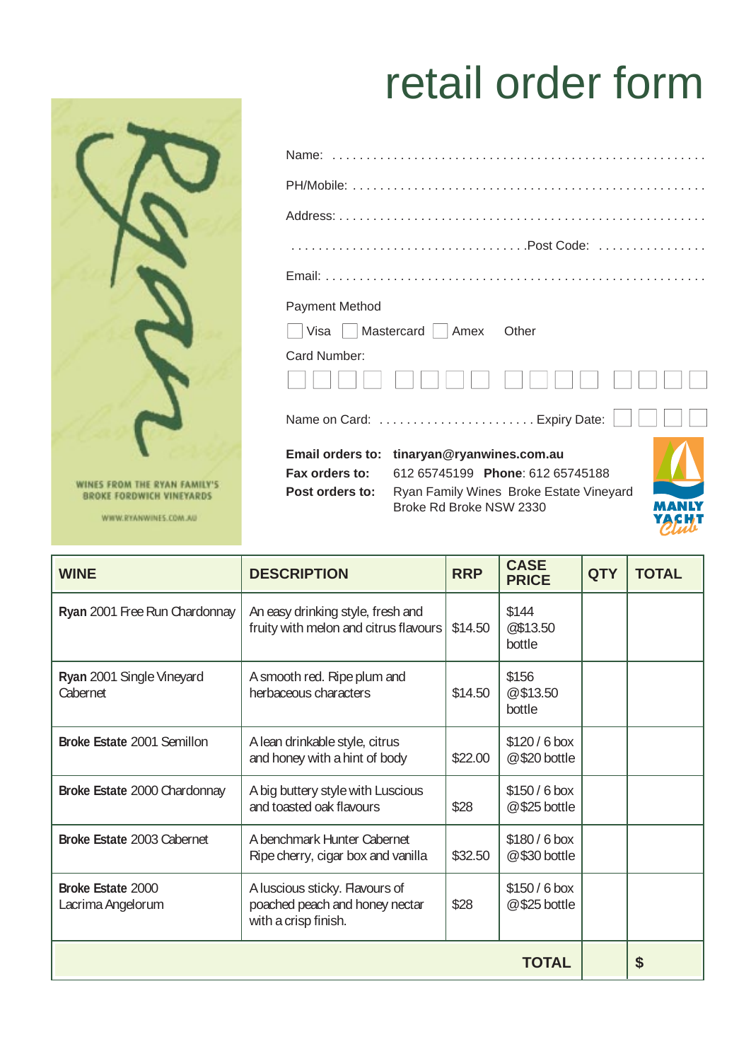# retail order form

WINES FROM THE RYAN FAMILY'S BROKE FORDWICH VINEYARDS

WWW.RYANWINES.COM.AU

Name: . . . . . . . . . . . . . . . . . . . . . . . . . . . . . . . . . . . . . . . . . . . . . . . . . . . . . .

PH/Mobile: . . . . . . . . . . . . . . . . . . . . . . . . . . . . . . . . . . . . . . . . . . . . . . . . . .

Address: . . . . . . . . . . . . . . . . . . . . . . . . . . . . . . . . . . . . . . . . . . . . . . . . . . . .

. . . . . . . . . . . . . . . . . . . . . . . . . . . . . . . . . .Post Code: . . . . . . . . . . . . . . . .

Email: . . . . . . . . . . . . . . . . . . . . . . . . . . . . . . . . . . . . . . . . . . . . . . . . . . . . . .

Payment Method

☐ Visa ☐ Mastercard ☐ Amex Other

Card Number:

☐☐☐☐ ☐☐☐☐ ☐☐☐☐ ☐☐☐☐

Name on Card: . . . . . . . . . . . . . . . . . . . . . . . Expiry Date: ☐☐ ☐☐

**Email orders to:** **tinaryan@ryanwines.com.au**

**Fax orders to:** 612 65745199 **Phone**: 612 65745188

**Post orders to:** Ryan Family Wines Broke Estate Vineyard Broke Rd Broke NSW 2330

MANLY YACHT Club

| WINE | DESCRIPTION | RRP | CASE PRICE | QTY | TOTAL |
|---|---|---|---|---|---|
| **Ryan** 2001 Free Run Chardonnay | An easy drinking style, fresh and fruity with melon and citrus flavours | $14.50 | $144 @$13.50 bottle | | |
| **Ryan** 2001 Single Vineyard Cabernet | A smooth red. Ripe plum and herbaceous characters | $14.50 | $156 @$13.50 bottle | | |
| **Broke Estate** 2001 Semillon | A lean drinkable style, citrus and honey with a hint of body | $22.00 | $120 / 6 box @$20 bottle | | |
| **Broke Estate** 2000 Chardonnay | A big buttery style with Luscious and toasted oak flavours | $28 | $150 / 6 box @$25 bottle | | |
| **Broke Estate** 2003 Cabernet | A benchmark Hunter Cabernet Ripe cherry, cigar box and vanilla | $32.50 | $180 / 6 box @$30 bottle | | |
| **Broke Estate** 2000 Lacrima Angelorum | A luscious sticky. Flavours of poached peach and honey nectar with a crisp finish. | $28 | $150 / 6 box @$25 bottle | | |
| | | | **TOTAL** | | **$** |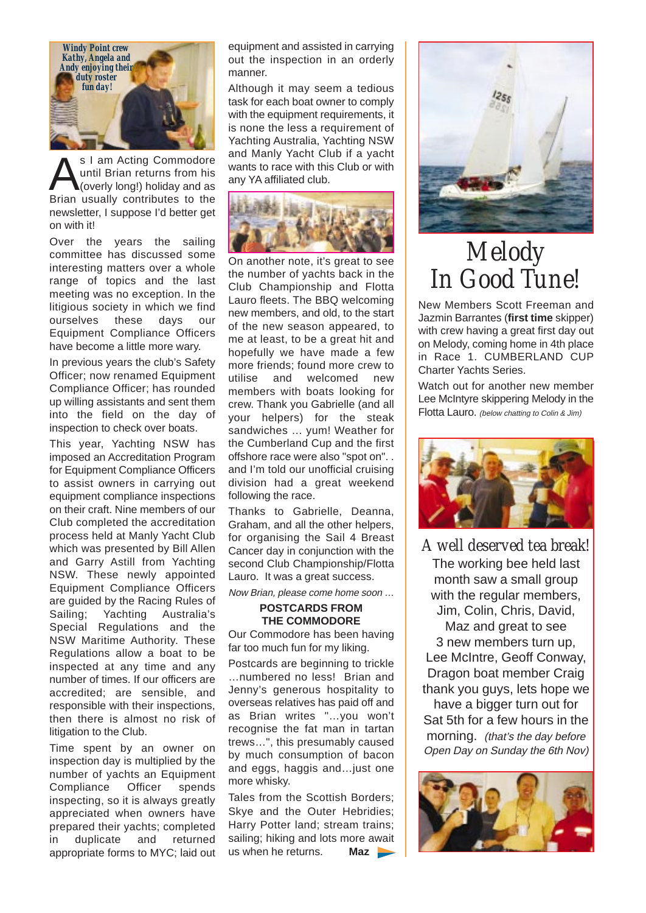*Windy Point crew Kathy, Angela and Andy enjoying their duty roster fun day!*

As I am Acting Commodore until Brian returns from his (overly long!) holiday and as Brian usually contributes to the newsletter, I suppose I'd better get on with it!

Over the years the sailing committee has discussed some interesting matters over a whole range of topics and the last meeting was no exception. In the litigious society in which we find ourselves these days our Equipment Compliance Officers have become a little more wary.

In previous years the club's Safety Officer; now renamed Equipment Compliance Officer; has rounded up willing assistants and sent them into the field on the day of inspection to check over boats.

This year, Yachting NSW has imposed an Accreditation Program for Equipment Compliance Officers to assist owners in carrying out equipment compliance inspections on their craft. Nine members of our Club completed the accreditation process held at Manly Yacht Club which was presented by Bill Allen and Garry Astill from Yachting NSW. These newly appointed Equipment Compliance Officers are guided by the Racing Rules of Sailing; Yachting Australia's Special Regulations and the NSW Maritime Authority. These Regulations allow a boat to be inspected at any time and any number of times. If our officers are accredited; are sensible, and responsible with their inspections, then there is almost no risk of litigation to the Club.

Time spent by an owner on inspection day is multiplied by the number of yachts an Equipment Compliance Officer spends inspecting, so it is always greatly appreciated when owners have prepared their yachts; completed in duplicate and returned appropriate forms to MYC; laid out equipment and assisted in carrying out the inspection in an orderly manner.

Although it may seem a tedious task for each boat owner to comply with the equipment requirements, it is none the less a requirement of Yachting Australia, Yachting NSW and Manly Yacht Club if a yacht wants to race with this Club or with any YA affiliated club.

On another note, it's great to see the number of yachts back in the Club Championship and Flotta Lauro fleets. The BBQ welcoming new members, and old, to the start of the new season appeared, to me at least, to be a great hit and hopefully we have made a few more friends; found more crew to utilise and welcomed new members with boats looking for crew. Thank you Gabrielle (and all your helpers) for the steak sandwiches ... yum! Weather for the Cumberland Cup and the first offshore race were also "spot on". . and I'm told our unofficial cruising division had a great weekend following the race.

Thanks to Gabrielle, Deanna, Graham, and all the other helpers, for organising the Sail 4 Breast Cancer day in conjunction with the second Club Championship/Flotta Lauro. It was a great success.

*Now Brian, please come home soon ...*

**POSTCARDS FROM THE COMMODORE**

Our Commodore has been having far too much fun for my liking.

Postcards are beginning to trickle …numbered no less! Brian and Jenny's generous hospitality to overseas relatives has paid off and as Brian writes "…you won't recognise the fat man in tartan trews…", this presumably caused by much consumption of bacon and eggs, haggis and…just one more whisky.

Tales from the Scottish Borders; Skye and the Outer Hebridies; Harry Potter land; stream trains; sailing; hiking and lots more await us when he returns. **Maz**

# Melody In Good Tune!

New Members Scott Freeman and Jazmin Barrantes (**first time** skipper) with crew having a great first day out on Melody, coming home in 4th place in Race 1. CUMBERLAND CUP Charter Yachts Series.

Watch out for another new member Lee McIntyre skippering Melody in the Flotta Lauro. *(below chatting to Colin & Jim)*

## *A well deserved tea break!*

The working bee held last month saw a small group with the regular members, Jim, Colin, Chris, David, Maz and great to see 3 new members turn up, Lee McIntre, Geoff Conway, Dragon boat member Craig thank you guys, lets hope we have a bigger turn out for Sat 5th for a few hours in the morning. *(that's the day before Open Day on Sunday the 6th Nov)*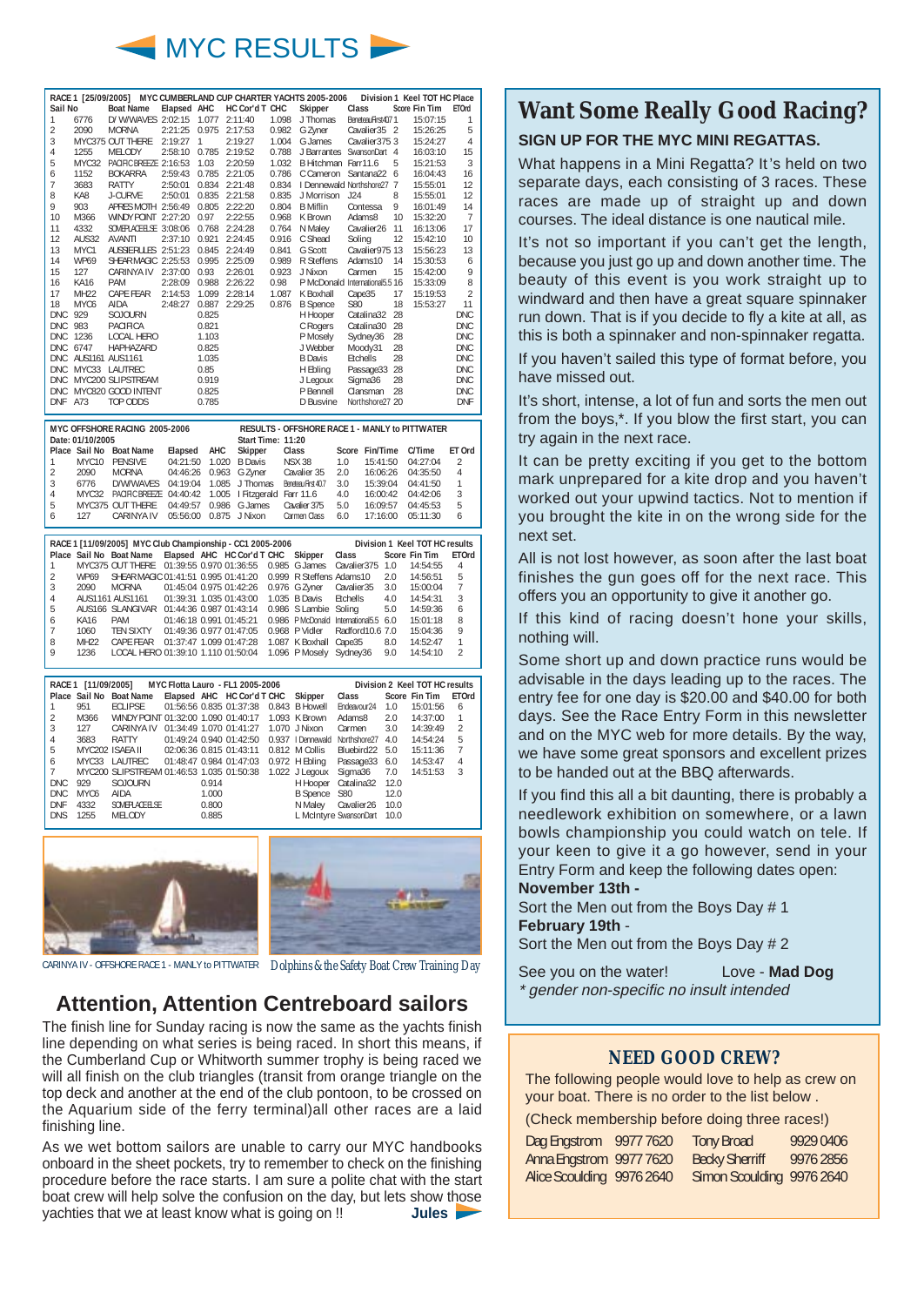# MYC RESULTS

**RACE 1 [25/09/2005] MYC CUMBERLAND CUP CHARTER YACHTS 2005-2006 — Division 1 Keel TOT HC Place**

| Sail No | | Boat Name | Elapsed | AHC | HC Cor'd T | CHC | Skipper | Class | Score | Fin Tim | ETOrd |
|---|---|---|---|---|---|---|---|---|---|---|---|
| 1 | 6776 | D/ W/WAVES | 2:02:15 | 1.077 | 2:11:40 | 1.098 | J Thomas | BeneteauFirst40.7 | 1 | 15:07:15 | 1 |
| 2 | 2090 | MORNA | 2:21:25 | 0.975 | 2:17:53 | 0.982 | G Zyner | Cavalier35 | 2 | 15:26:25 | 5 |
| 3 | MYC375 | OUT THERE | 2:19:27 | 1 | 2:19:27 | 1.004 | G James | Cavalier375 | 3 | 15:24:27 | 4 |
| 4 | 1255 | MELODY | 2:58:10 | 0.785 | 2:19:52 | 0.788 | J Barrantes | SwansonDart | 4 | 16:03:10 | 15 |
| 5 | MYC32 | PACIFIC BREEZE | 2:16:53 | 1.03 | 2:20:59 | 1.032 | B Hitchman | Farr11.6 | 5 | 15:21:53 | 3 |
| 6 | 1152 | BOKARRA | 2:59:43 | 0.785 | 2:21:05 | 0.786 | C Cameron | Santana22 | 6 | 16:04:43 | 16 |
| 7 | 3683 | RATTY | 2:50:01 | 0.834 | 2:21:48 | 0.834 | I Dennewald | Northshore27 | 7 | 15:55:01 | 12 |
| 8 | KA8 | J-CURVE | 2:50:01 | 0.835 | 2:21:58 | 0.835 | J Morrison | J24 | 8 | 15:55:01 | 12 |
| 9 | 903 | APRES MOTH | 2:56:49 | 0.805 | 2:22:20 | 0.804 | B Mifflin | Contessa | 9 | 16:01:49 | 14 |
| 10 | M366 | WINDY POINT | 2:27:20 | 0.97 | 2:22:55 | 0.968 | K Brown | Adams8 | 10 | 15:32:20 | 7 |
| 11 | 4332 | SOMEPLACEELSE | 3:08:06 | 0.768 | 2:24:28 | 0.764 | N Maley | Cavalier26 | 11 | 16:13:06 | 17 |
| 12 | AUS32 | AVANTI | 2:37:10 | 0.921 | 2:24:45 | 0.916 | C Shead | Soling | 12 | 15:42:10 | 10 |
| 13 | MYC1 | AUSSIE RULES | 2:51:23 | 0.845 | 2:24:49 | 0.841 | G Scott | Cavalier975 | 13 | 15:56:23 | 13 |
| 14 | WP69 | SHEAR MAGIC | 2:25:53 | 0.995 | 2:25:09 | 0.989 | R Steffens | Adams10 | 14 | 15:30:53 | 6 |
| 15 | 127 | CARINYA IV | 2:37:00 | 0.93 | 2:26:01 | 0.923 | J Nixon | Carmen | 15 | 15:42:00 | 9 |
| 16 | KA16 | PAM | 2:28:09 | 0.988 | 2:26:22 | 0.98 | P McDonald | International5.5 | 16 | 15:33:09 | 8 |
| 17 | MH22 | CAPE FEAR | 2:14:53 | 1.099 | 2:28:14 | 1.087 | K Boxhall | Cape35 | 17 | 15:19:53 | 2 |
| 18 | MYC6 | AIDA | 2:48:27 | 0.887 | 2:29:25 | 0.876 | B Spence | S80 | 18 | 15:53:27 | 11 |
| DNC | 929 | SOJOURN | | 0.825 | | | H Hooper | Catalina32 | 28 | | DNC |
| DNC | 983 | PACIFICA | | 0.821 | | | C Rogers | Catalina30 | 28 | | DNC |
| DNC | 1236 | LOCAL HERO | | 1.103 | | | P Mosely | Sydney36 | 28 | | DNC |
| DNC | 6747 | HAPHAZARD | | 0.825 | | | J Webber | Moody31 | 28 | | DNC |
| DNC | AUS1161 | AUS1161 | | 1.035 | | | B Davis | Etchells | 28 | | DNC |
| DNC | MYC33 | LAUTREC | | 0.85 | | | H Ebling | Passage33 | 28 | | DNC |
| DNC | MYC200 | SLIPSTREAM | | 0.919 | | | J Legoux | Sigma36 | 28 | | DNC |
| DNC | MYC820 | GOOD INTENT | | 0.825 | | | P Bennell | Clansman | 28 | | DNC |
| DNF | A73 | TOP ODDS | | 0.785 | | | D Busvine | Northshore27 | 20 | | DNF |

**MYC OFFSHORE RACING 2005-2006 — RESULTS - OFFSHORE RACE 1 - MANLY to PITTWATER**

Date: 01/10/2005 — Start Time: 11:20

| Place | Sail No | Boat Name | Elapsed | AHC | Skipper | Class | Score | Fin/Time | C/Time | ET Ord |
|---|---|---|---|---|---|---|---|---|---|---|
| 1 | MYC10 | PENSIVE | 04:21:50 | 1.020 | B Davis | NSX 38 | 1.0 | 15:41:50 | 04:27:04 | 2 |
| 2 | 2090 | MORNA | 04:46:26 | 0.963 | G Zyner | Cavalier 35 | 2.0 | 16:06:26 | 04:35:50 | 4 |
| 3 | 6776 | D/W/WAVES | 04:19:04 | 1.085 | J Thomas | Beneteau First 40.7 | 3.0 | 15:39:04 | 04:41:50 | 1 |
| 4 | MYC32 | PACIFIC BREEZE | 04:40:42 | 1.005 | I Fitzgerald | Farr 11.6 | 4.0 | 16:00:42 | 04:42:06 | 3 |
| 5 | MYC375 | OUT THERE | 04:49:57 | 0.986 | G James | Cavalier 375 | 5.0 | 16:09:57 | 04:45:53 | 5 |
| 6 | 127 | CARINYA IV | 05:56:00 | 0.875 | J Nixon | Carmen Class | 6.0 | 17:16:00 | 05:11:30 | 6 |

**RACE 1 [11/09/2005] MYC Club Championship - CC1 2005-2006 — Division 1 Keel TOT HC results**

| Place | Sail No | Boat Name | Elapsed | AHC | HC Cor'd T | CHC | Skipper | Class | Score | Fin Tim | ETOrd |
|---|---|---|---|---|---|---|---|---|---|---|---|
| 1 | MYC375 | OUT THERE | 01:39:55 | 0.970 | 01:36:55 | 0.985 | G James | Cavalier375 | 1.0 | 14:54:55 | 4 |
| 2 | WP69 | SHEAR MAGIC | 01:41:51 | 0.995 | 01:41:20 | 0.999 | R Steffens | Adams10 | 2.0 | 14:56:51 | 5 |
| 3 | 2090 | MORNA | 01:45:04 | 0.975 | 01:42:26 | 0.976 | G Zyner | Cavalier35 | 3.0 | 15:00:04 | 7 |
| 4 | AUS1161 | AUS1161 | 01:39:31 | 1.035 | 01:43:00 | 1.035 | B Davis | Etchells | 4.0 | 14:54:31 | 3 |
| 5 | AUS166 | SLANGIVAR | 01:44:36 | 0.987 | 01:43:14 | 0.986 | S Lambie | Soling | 5.0 | 14:59:36 | 6 |
| 6 | KA16 | PAM | 01:46:18 | 0.991 | 01:45:21 | 0.986 | P McDonald | International5.5 | 6.0 | 15:01:18 | 8 |
| 7 | 1060 | TEN SIXTY | 01:49:36 | 0.977 | 01:47:05 | 0.968 | P Vidler | Radford10.6 | 7.0 | 15:04:36 | 9 |
| 8 | MH22 | CAPE FEAR | 01:37:47 | 1.099 | 01:47:28 | 1.087 | K Boxhall | Cape35 | 8.0 | 14:52:47 | 1 |
| 9 | 1236 | LOCAL HERO | 01:39:10 | 1.110 | 01:50:04 | 1.096 | P Mosely | Sydney36 | 9.0 | 14:54:10 | 2 |

**RACE 1 [11/09/2005] MYC Flotta Lauro - FL1 2005-2006 — Division 2 Keel TOT HC results**

| Place | Sail No | Boat Name | Elapsed | AHC | HC Cor'd T | CHC | Skipper | Class | Score | Fin Tim | ETOrd |
|---|---|---|---|---|---|---|---|---|---|---|---|
| 1 | 951 | ECLIPSE | 01:56:56 | 0.835 | 01:37:38 | 0.843 | B Howell | Endeavour24 | 1.0 | 15:01:56 | 6 |
| 2 | M366 | WINDY POINT | 01:32:00 | 1.090 | 01:40:17 | 1.093 | K Brown | Adams8 | 2.0 | 14:37:00 | 1 |
| 3 | 127 | CARINYA IV | 01:34:49 | 1.070 | 01:41:27 | 1.070 | J Nixon | Carmen | 3.0 | 14:39:49 | 2 |
| 4 | 3683 | RATTY | 01:49:24 | 0.940 | 01:42:50 | 0.937 | I Dennewald | Northshore27 | 4.0 | 14:54:24 | 5 |
| 5 | MYC202 | ISAEA II | 02:06:36 | 0.815 | 01:43:11 | 0.812 | M Collis | Bluebird22 | 5.0 | 15:11:36 | 7 |
| 6 | MYC33 | LAUTREC | 01:48:47 | 0.984 | 01:47:03 | 0.972 | H Ebling | Passage33 | 6.0 | 14:53:47 | 4 |
| 7 | MYC200 | SLIPSTREAM | 01:46:53 | 1.035 | 01:50:38 | 1.022 | J Legoux | Sigma36 | 7.0 | 14:51:53 | 3 |
| DNC | 929 | SOJOURN | | 0.914 | | | H Hooper | Catalina32 | 12.0 | | |
| DNC | MYC6 | AIDA | | 1.000 | | | B Spence | S80 | 12.0 | | |
| DNF | 4332 | SOMEPLACEELSE | | 0.800 | | | N Maley | Cavalier26 | 10.0 | | |
| DNS | 1255 | MELODY | | 0.885 | | | L McIntyre | SwansonDart | 10.0 | | |

CARINYA IV - OFFSHORE RACE 1 - MANLY to PITTWATER

Dolphins & the Safety Boat Crew Training Day

## Attention, Attention Centreboard sailors

The finish line for Sunday racing is now the same as the yachts finish line depending on what series is being raced. In short this means, if the Cumberland Cup or Whitworth summer trophy is being raced we will all finish on the club triangles (transit from orange triangle on the top deck and another at the end of the club pontoon, to be crossed on the Aquarium side of the ferry terminal)all other races are a laid finishing line.

As we wet bottom sailors are unable to carry our MYC handbooks onboard in the sheet pockets, try to remember to check on the finishing procedure before the race starts. I am sure a polite chat with the start boat crew will help solve the confusion on the day, but lets show those yachties that we at least know what is going on !! **Jules**

## Want Some Really Good Racing?

**SIGN UP FOR THE MYC MINI REGATTAS.**

What happens in a Mini Regatta? It's held on two separate days, each consisting of 3 races. These races are made up of straight up and down courses. The ideal distance is one nautical mile.

It's not so important if you can't get the length, because you just go up and down another time. The beauty of this event is you work straight up to windward and then have a great square spinnaker run down. That is if you decide to fly a kite at all, as this is both a spinnaker and non-spinnaker regatta.

If you haven't sailed this type of format before, you have missed out.

It's short, intense, a lot of fun and sorts the men out from the boys,*. If you blow the first start, you can try again in the next race.

It can be pretty exciting if you get to the bottom mark unprepared for a kite drop and you haven't worked out your upwind tactics. Not to mention if you brought the kite in on the wrong side for the next set.

All is not lost however, as soon after the last boat finishes the gun goes off for the next race. This offers you an opportunity to give it another go.

If this kind of racing doesn't hone your skills, nothing will.

Some short up and down practice runs would be advisable in the days leading up to the races. The entry fee for one day is $20.00 and $40.00 for both days. See the Race Entry Form in this newsletter and on the MYC web for more details. By the way, we have some great sponsors and excellent prizes to be handed out at the BBQ afterwards.

If you find this all a bit daunting, there is probably a needlework exhibition on somewhere, or a lawn bowls championship you could watch on tele. If your keen to give it a go however, send in your Entry Form and keep the following dates open:

**November 13th -**
Sort the Men out from the Boys Day # 1

**February 19th** -
Sort the Men out from the Boys Day # 2

See you on the water! Love - **Mad Dog**

*\* gender non-specific no insult intended*

## NEED GOOD CREW?

The following people would love to help as crew on your boat. There is no order to the list below .

(Check membership before doing three races!)

| | | | |
|---|---|---|---|
| Dag Engstrom | 9977 7620 | Tony Broad | 9929 0406 |
| Anna Engstrom | 9977 7620 | Becky Sherriff | 9976 2856 |
| Alice Scoulding | 9976 2640 | Simon Scoulding | 9976 2640 |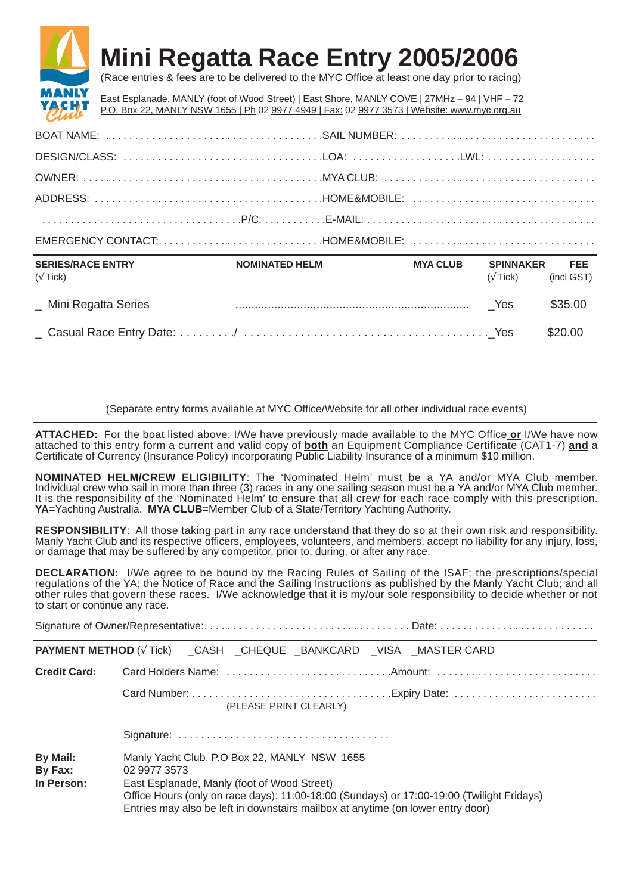# Mini Regatta Race Entry 2005/2006

(Race entries & fees are to be delivered to the MYC Office at least one day prior to racing)

East Esplanade, MANLY (foot of Wood Street) | East Shore, MANLY COVE | 27MHz – 94 | VHF – 72
P.O. Box 22, MANLY NSW 1655 | Ph 02 9977 4949 | Fax: 02 9977 3573 | Website: www.myc.org.au

BOAT NAME: . . . . . . . . . . . . . . . . . . . . . . . . . . . . . . . . . . . .SAIL NUMBER: . . . . . . . . . . . . . . . . . . . . . . . . . . . . . . . . .

DESIGN/CLASS: . . . . . . . . . . . . . . . . . . . . . . . . . . . . . . . . .LOA: . . . . . . . . . . . . . . . . . . .LWL: . . . . . . . . . . . . . . . . . .

OWNER: . . . . . . . . . . . . . . . . . . . . . . . . . . . . . . . . . . . . . . . .MYA CLUB: . . . . . . . . . . . . . . . . . . . . . . . . . . . . . . . . . . . .

ADDRESS: . . . . . . . . . . . . . . . . . . . . . . . . . . . . . . . . . . . . . .HOME&MOBILE: . . . . . . . . . . . . . . . . . . . . . . . . . . . . . . .

. . . . . . . . . . . . . . . . . . . . . . . . . . . . . . . . . .P/C: . . . . . . . . . . .E-MAIL: . . . . . . . . . . . . . . . . . . . . . . . . . . . . . . . . . . . . . .

EMERGENCY CONTACT: . . . . . . . . . . . . . . . . . . . . . . . . . . .HOME&MOBILE: . . . . . . . . . . . . . . . . . . . . . . . . . . . . . . .

| SERIES/RACE ENTRY (√ Tick) | NOMINATED HELM | MYA CLUB | SPINNAKER (√ Tick) | FEE (incl GST) |
|---|---|---|---|---|
| _ Mini Regatta Series | ........................................................................ | | _Yes | $35.00 |
| _ Casual Race Entry Date: . . . . . . . . ./ | . . . . . . . . . . . . . . . . . . . . . . . . . . . . . . . . . . . . . . | | _Yes | $20.00 |

(Separate entry forms available at MYC Office/Website for all other individual race events)

**ATTACHED:** For the boat listed above, I/We have previously made available to the MYC Office **or** I/We have now attached to this entry form a current and valid copy of **both** an Equipment Compliance Certificate (CAT1-7) **and** a Certificate of Currency (Insurance Policy) incorporating Public Liability Insurance of a minimum $10 million.

**NOMINATED HELM/CREW ELIGIBILITY**: The 'Nominated Helm' must be a YA and/or MYA Club member. Individual crew who sail in more than three (3) races in any one sailing season must be a YA and/or MYA Club member. It is the responsibility of the 'Nominated Helm' to ensure that all crew for each race comply with this prescription. **YA**=Yachting Australia. **MYA CLUB**=Member Club of a State/Territory Yachting Authority.

**RESPONSIBILITY**: All those taking part in any race understand that they do so at their own risk and responsibility. Manly Yacht Club and its respective officers, employees, volunteers, and members, accept no liability for any injury, loss, or damage that may be suffered by any competitor, prior to, during, or after any race.

**DECLARATION:** I/We agree to be bound by the Racing Rules of Sailing of the ISAF; the prescriptions/special regulations of the YA; the Notice of Race and the Sailing Instructions as published by the Manly Yacht Club; and all other rules that govern these races. I/We acknowledge that it is my/our sole responsibility to decide whether or not to start or continue any race.

Signature of Owner/Representative:. . . . . . . . . . . . . . . . . . . . . . . . . . . . . . . . . . . Date: . . . . . . . . . . . . . . . . . . . . . . . . . .

**PAYMENT METHOD** (√ Tick) _CASH _CHEQUE _BANKCARD _VISA _MASTER CARD

**Credit Card:** Card Holders Name: . . . . . . . . . . . . . . . . . . . . . . . . . . . .Amount: . . . . . . . . . . . . . . . . . . . . . . . . . . .

Card Number: . . . . . . . . . . . . . . . . . . . . . . . . . . . . . . . . . .Expiry Date: . . . . . . . . . . . . . . . . . . . . . . . . .
(PLEASE PRINT CLEARLY)

Signature: . . . . . . . . . . . . . . . . . . . . . . . . . . . . . . . . . . . .

**By Mail:** Manly Yacht Club, P.O Box 22, MANLY NSW 1655
**By Fax:** 02 9977 3573
**In Person:** East Esplanade, Manly (foot of Wood Street)
Office Hours (only on race days): 11:00-18:00 (Sundays) or 17:00-19:00 (Twilight Fridays)
Entries may also be left in downstairs mailbox at anytime (on lower entry door)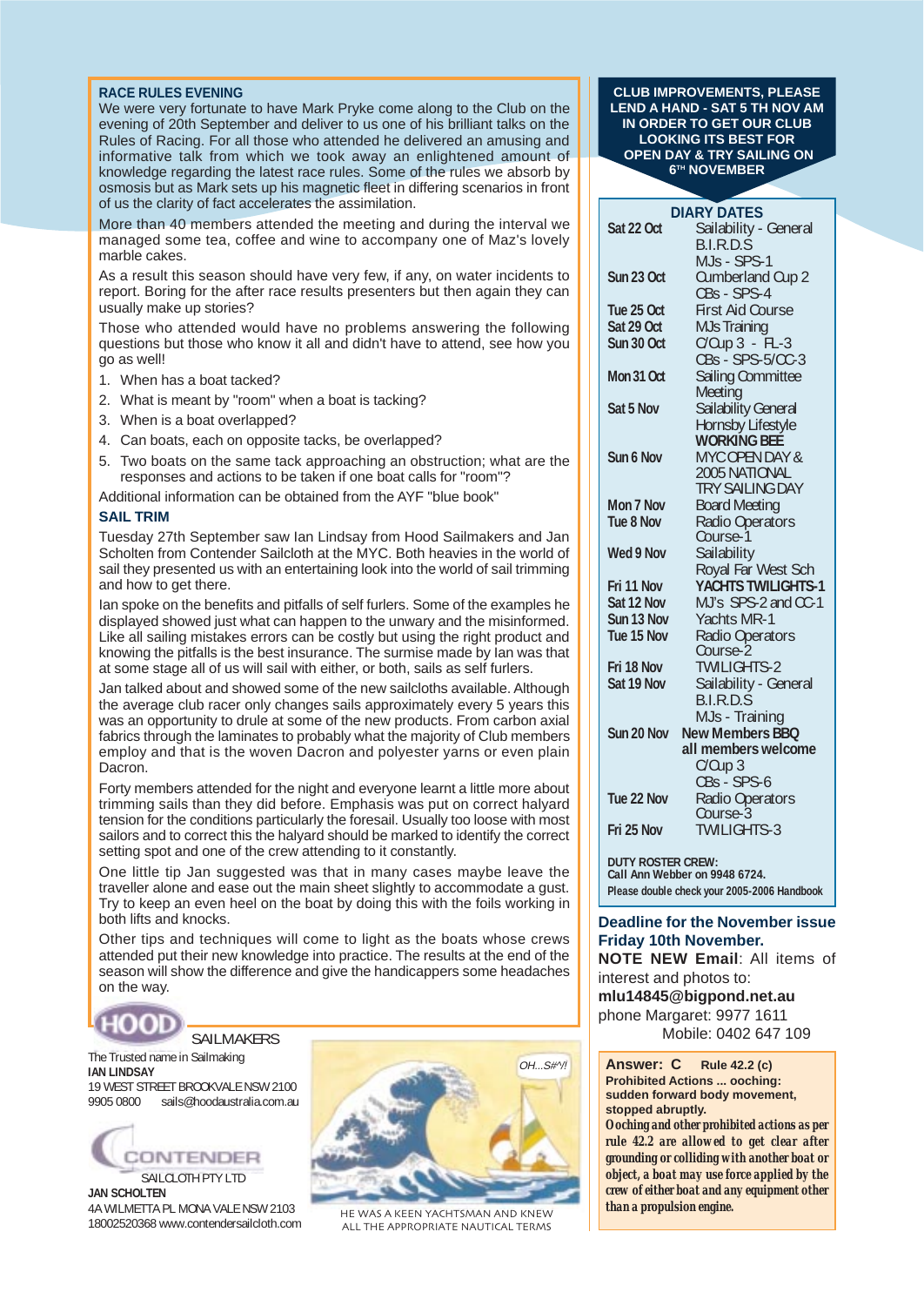## RACE RULES EVENING

We were very fortunate to have Mark Pryke come along to the Club on the evening of 20th September and deliver to us one of his brilliant talks on the Rules of Racing. For all those who attended he delivered an amusing and informative talk from which we took away an enlightened amount of knowledge regarding the latest race rules. Some of the rules we absorb by osmosis but as Mark sets up his magnetic fleet in differing scenarios in front of us the clarity of fact accelerates the assimilation.

More than 40 members attended the meeting and during the interval we managed some tea, coffee and wine to accompany one of Maz's lovely marble cakes.

As a result this season should have very few, if any, on water incidents to report. Boring for the after race results presenters but then again they can usually make up stories?

Those who attended would have no problems answering the following questions but those who know it all and didn't have to attend, see how you go as well!

1. When has a boat tacked?
2. What is meant by "room" when a boat is tacking?
3. When is a boat overlapped?
4. Can boats, each on opposite tacks, be overlapped?
5. Two boats on the same tack approaching an obstruction; what are the responses and actions to be taken if one boat calls for "room"?

Additional information can be obtained from the AYF "blue book"

## SAIL TRIM

Tuesday 27th September saw Ian Lindsay from Hood Sailmakers and Jan Scholten from Contender Sailcloth at the MYC. Both heavies in the world of sail they presented us with an entertaining look into the world of sail trimming and how to get there.

Ian spoke on the benefits and pitfalls of self furlers. Some of the examples he displayed showed just what can happen to the unwary and the misinformed. Like all sailing mistakes errors can be costly but using the right product and knowing the pitfalls is the best insurance. The surmise made by Ian was that at some stage all of us will sail with either, or both, sails as self furlers.

Jan talked about and showed some of the new sailcloths available. Although the average club racer only changes sails approximately every 5 years this was an opportunity to drule at some of the new products. From carbon axial fabrics through the laminates to probably what the majority of Club members employ and that is the woven Dacron and polyester yarns or even plain Dacron.

Forty members attended for the night and everyone learnt a little more about trimming sails than they did before. Emphasis was put on correct halyard tension for the conditions particularly the foresail. Usually too loose with most sailors and to correct this the halyard should be marked to identify the correct setting spot and one of the crew attending to it constantly.

One little tip Jan suggested was that in many cases maybe leave the traveller alone and ease out the main sheet slightly to accommodate a gust. Try to keep an even heel on the boat by doing this with the foils working in both lifts and knocks.

Other tips and techniques will come to light as the boats whose crews attended put their new knowledge into practice. The results at the end of the season will show the difference and give the handicappers some headaches on the way.

HOOD SAILMAKERS
The Trusted name in Sailmaking
**IAN LINDSAY**
19 WEST STREET BROOKVALE NSW 2100
9905 0800 sails@hoodaustralia.com.au

CONTENDER SAILCLOTH PTY LTD
**JAN SCHOLTEN**
4A WILMETTA PL MONA VALE NSW 2103
18002520368 www.contendersailcloth.com

OH...S#^!

HE WAS A KEEN YACHTSMAN AND KNEW ALL THE APPROPRIATE NAUTICAL TERMS

**CLUB IMPROVEMENTS, PLEASE LEND A HAND - SAT 5 TH NOV AM IN ORDER TO GET OUR CLUB LOOKING ITS BEST FOR OPEN DAY & TRY SAILING ON 6TH NOVEMBER**

## DIARY DATES

| | |
|---|---|
| **Sat 22 Oct** | Sailability - General B.I.R.D.S MJs - SPS-1 |
| **Sun 23 Oct** | Cumberland Cup 2 CBs - SPS-4 |
| **Tue 25 Oct** | First Aid Course |
| **Sat 29 Oct** | MJs Training |
| **Sun 30 Oct** | C/Cup 3 - FL-3 CBs - SPS-5/CC-3 |
| **Mon 31 Oct** | Sailing Committee Meeting |
| **Sat 5 Nov** | Sailability General Hornsby Lifestyle **WORKING BEE** |
| **Sun 6 Nov** | MYC OPEN DAY & 2005 NATIONAL TRY SAILING DAY |
| **Mon 7 Nov** | Board Meeting |
| **Tue 8 Nov** | Radio Operators Course-1 |
| **Wed 9 Nov** | Sailability Royal Far West Sch |
| **Fri 11 Nov** | **YACHTS TWILIGHTS-1** |
| **Sat 12 Nov** | MJ's SPS-2 and CC-1 |
| **Sun 13 Nov** | Yachts MR-1 |
| **Tue 15 Nov** | Radio Operators Course-2 |
| **Fri 18 Nov** | TWILIGHTS-2 |
| **Sat 19 Nov** | Sailability - General B.I.R.D.S MJs - Training |
| **Sun 20 Nov** | **New Members BBQ all members welcome** C/Cup 3 CBs - SPS-6 |
| **Tue 22 Nov** | Radio Operators Course-3 |
| **Fri 25 Nov** | TWILIGHTS-3 |

**DUTY ROSTER CREW:**
**Call Ann Webber on 9948 6724.**
**Please double check your 2005-2006 Handbook**

**Deadline for the November issue Friday 10th November.**
**NOTE NEW Email**: All items of interest and photos to:
**mlu14845@bigpond.net.au**
phone Margaret: 9977 1611
Mobile: 0402 647 109

**Answer: C** **Rule 42.2 (c)**
**Prohibited Actions ... ooching: sudden forward body movement, stopped abruptly.**
**Ooching and other prohibited actions as per rule 42.2 are allowed to get clear after grounding or colliding with another boat or object, a boat may use force applied by the crew of either boat and any equipment other than a propulsion engine.**